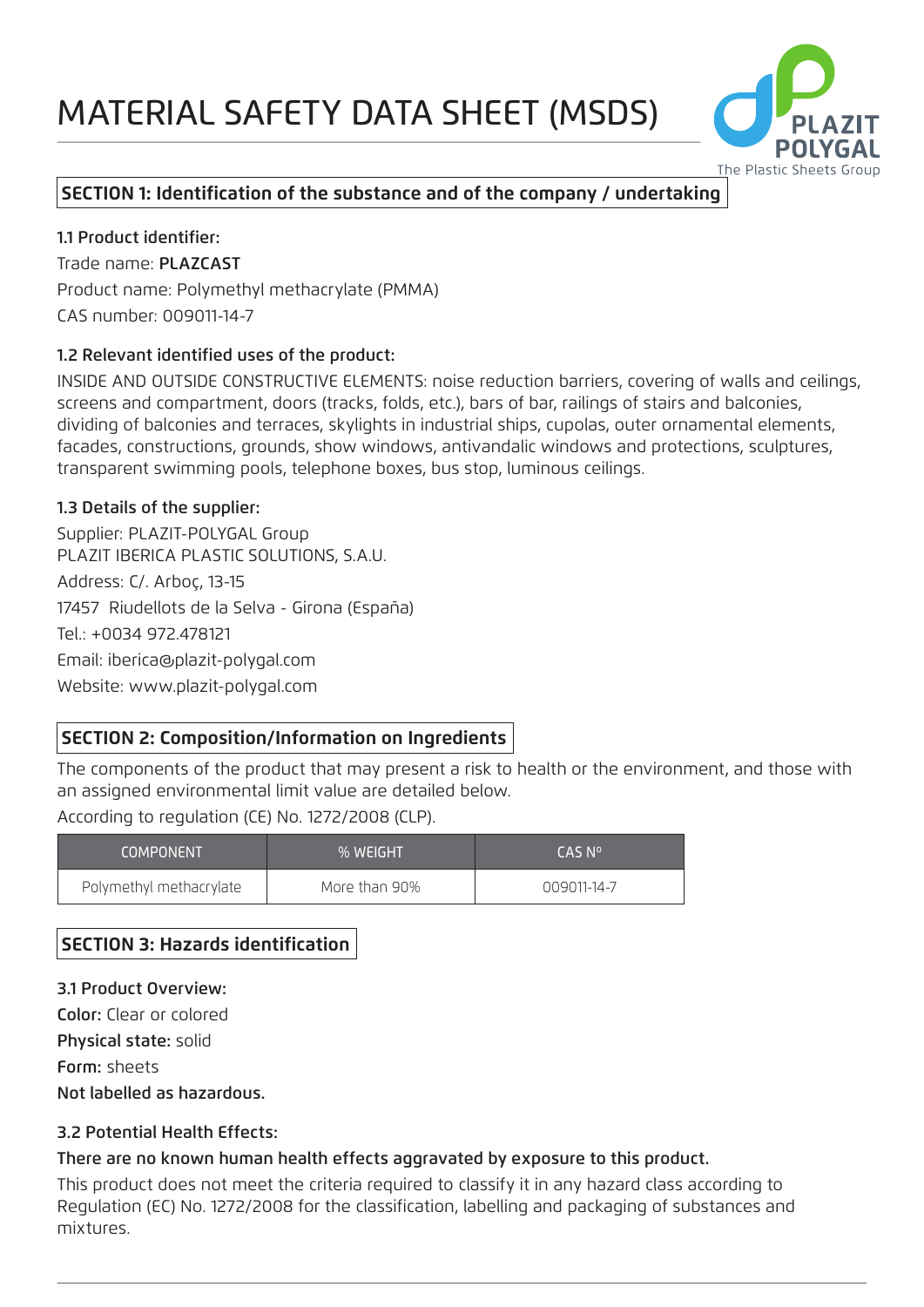# MATERIAL SAFETY DATA SHEET (MSDS)

PLAZIT POLYGAL
The Plastic Sheets Group

## SECTION 1: Identification of the substance and of the company / undertaking

### 1.1 Product identifier:

Trade name: **PLAZCAST**

Product name: Polymethyl methacrylate (PMMA)

CAS number: 009011-14-7

### 1.2 Relevant identified uses of the product:

INSIDE AND OUTSIDE CONSTRUCTIVE ELEMENTS: noise reduction barriers, covering of walls and ceilings, screens and compartment, doors (tracks, folds, etc.), bars of bar, railings of stairs and balconies, dividing of balconies and terraces, skylights in industrial ships, cupolas, outer ornamental elements, facades, constructions, grounds, show windows, antivandalic windows and protections, sculptures, transparent swimming pools, telephone boxes, bus stop, luminous ceilings.

### 1.3 Details of the supplier:

Supplier: PLAZIT-POLYGAL Group

PLAZIT IBERICA PLASTIC SOLUTIONS, S.A.U.

Address: C/. Arboç, 13-15

17457 Riudellots de la Selva - Girona (España)

Tel.: +0034 972.478121

Email: iberica@plazit-polygal.com

Website: www.plazit-polygal.com

## SECTION 2: Composition/Information on Ingredients

The components of the product that may present a risk to health or the environment, and those with an assigned environmental limit value are detailed below.

According to regulation (CE) No. 1272/2008 (CLP).

| COMPONENT | % WEIGHT | CAS Nº |
|---|---|---|
| Polymethyl methacrylate | More than 90% | 009011-14-7 |

## SECTION 3: Hazards identification

### 3.1 Product Overview:

**Color:** Clear or colored

**Physical state:** solid

**Form:** sheets

**Not labelled as hazardous.**

### 3.2 Potential Health Effects:

**There are no known human health effects aggravated by exposure to this product.**

This product does not meet the criteria required to classify it in any hazard class according to Regulation (EC) No. 1272/2008 for the classification, labelling and packaging of substances and mixtures.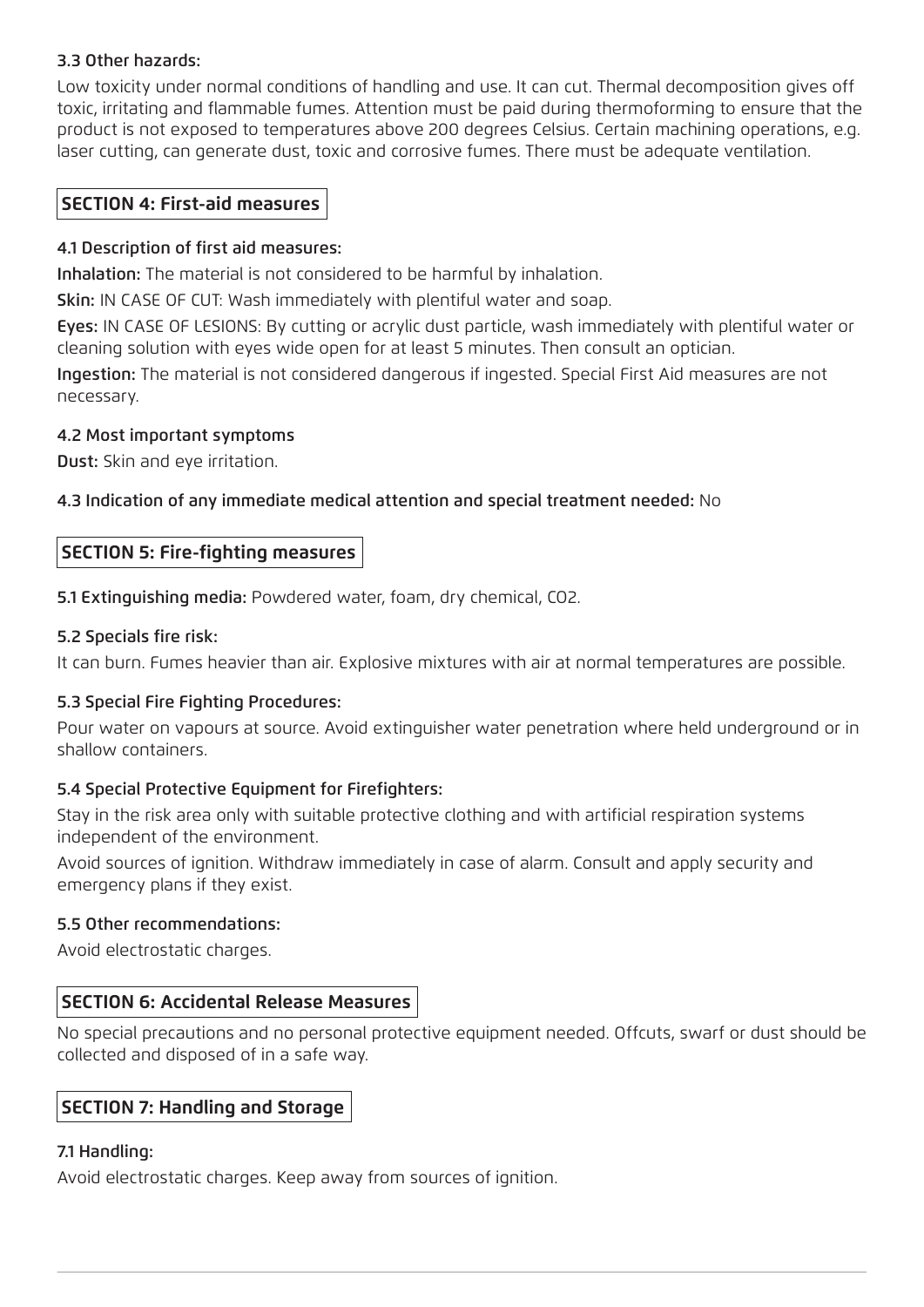### 3.3 Other hazards:

Low toxicity under normal conditions of handling and use. It can cut. Thermal decomposition gives off toxic, irritating and flammable fumes. Attention must be paid during thermoforming to ensure that the product is not exposed to temperatures above 200 degrees Celsius. Certain machining operations, e.g. laser cutting, can generate dust, toxic and corrosive fumes. There must be adequate ventilation.

## SECTION 4: First-aid measures

### 4.1 Description of first aid measures:

**Inhalation:** The material is not considered to be harmful by inhalation.

**Skin:** IN CASE OF CUT: Wash immediately with plentiful water and soap.

**Eyes:** IN CASE OF LESIONS: By cutting or acrylic dust particle, wash immediately with plentiful water or cleaning solution with eyes wide open for at least 5 minutes. Then consult an optician.

**Ingestion:** The material is not considered dangerous if ingested. Special First Aid measures are not necessary.

### 4.2 Most important symptoms

**Dust:** Skin and eye irritation.

**4.3 Indication of any immediate medical attention and special treatment needed:** No

## SECTION 5: Fire-fighting measures

**5.1 Extinguishing media:** Powdered water, foam, dry chemical, $CO_2$.

### 5.2 Specials fire risk:

It can burn. Fumes heavier than air. Explosive mixtures with air at normal temperatures are possible.

### 5.3 Special Fire Fighting Procedures:

Pour water on vapours at source. Avoid extinguisher water penetration where held underground or in shallow containers.

### 5.4 Special Protective Equipment for Firefighters:

Stay in the risk area only with suitable protective clothing and with artificial respiration systems independent of the environment.

Avoid sources of ignition. Withdraw immediately in case of alarm. Consult and apply security and emergency plans if they exist.

### 5.5 Other recommendations:

Avoid electrostatic charges.

## SECTION 6: Accidental Release Measures

No special precautions and no personal protective equipment needed. Offcuts, swarf or dust should be collected and disposed of in a safe way.

## SECTION 7: Handling and Storage

### 7.1 Handling:

Avoid electrostatic charges. Keep away from sources of ignition.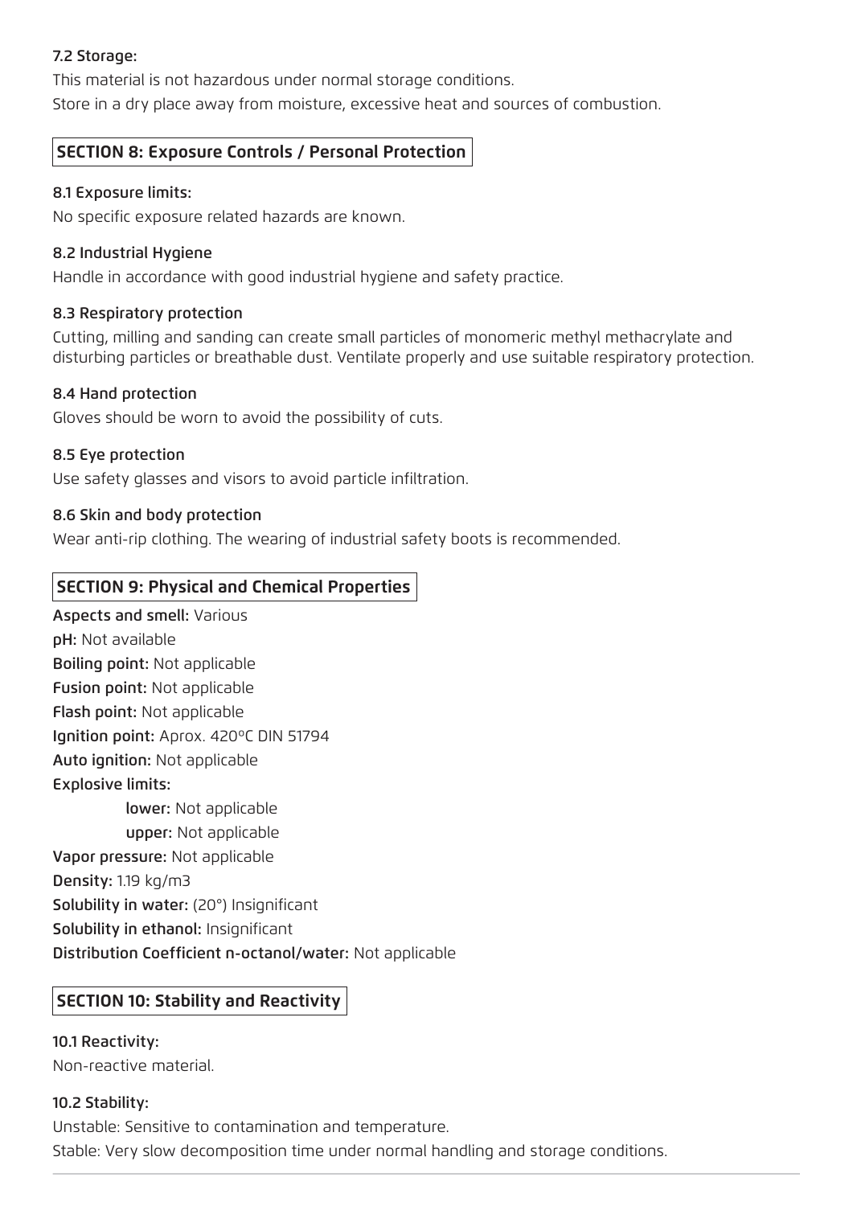### 7.2 Storage:

This material is not hazardous under normal storage conditions.

Store in a dry place away from moisture, excessive heat and sources of combustion.

## SECTION 8: Exposure Controls / Personal Protection

### 8.1 Exposure limits:

No specific exposure related hazards are known.

### 8.2 Industrial Hygiene

Handle in accordance with good industrial hygiene and safety practice.

### 8.3 Respiratory protection

Cutting, milling and sanding can create small particles of monomeric methyl methacrylate and disturbing particles or breathable dust. Ventilate properly and use suitable respiratory protection.

### 8.4 Hand protection

Gloves should be worn to avoid the possibility of cuts.

### 8.5 Eye protection

Use safety glasses and visors to avoid particle infiltration.

### 8.6 Skin and body protection

Wear anti-rip clothing. The wearing of industrial safety boots is recommended.

## SECTION 9: Physical and Chemical Properties

**Aspects and smell:** Various

**pH:** Not available

**Boiling point:** Not applicable

**Fusion point:** Not applicable

**Flash point:** Not applicable

**Ignition point:** Aprox. 420ºC DIN 51794

**Auto ignition:** Not applicable

**Explosive limits:**

- **lower:** Not applicable
- **upper:** Not applicable

**Vapor pressure:** Not applicable

**Density:** 1.19 kg/m3

**Solubility in water:** (20°) Insignificant

**Solubility in ethanol:** Insignificant

**Distribution Coefficient n-octanol/water:** Not applicable

## SECTION 10: Stability and Reactivity

### 10.1 Reactivity:

Non-reactive material.

### 10.2 Stability:

Unstable: Sensitive to contamination and temperature.

Stable: Very slow decomposition time under normal handling and storage conditions.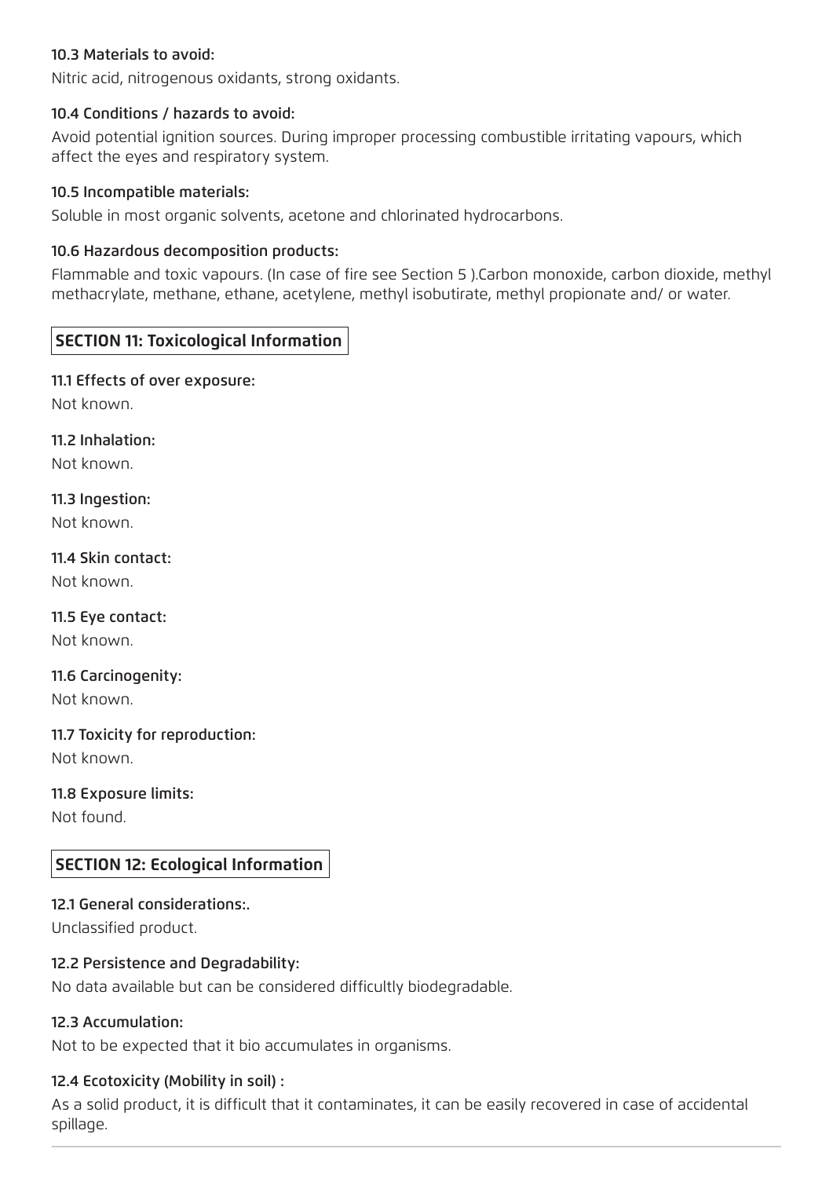**10.3 Materials to avoid:**

Nitric acid, nitrogenous oxidants, strong oxidants.

**10.4 Conditions / hazards to avoid:**

Avoid potential ignition sources. During improper processing combustible irritating vapours, which affect the eyes and respiratory system.

**10.5 Incompatible materials:**

Soluble in most organic solvents, acetone and chlorinated hydrocarbons.

**10.6 Hazardous decomposition products:**

Flammable and toxic vapours. (In case of fire see Section 5 ).Carbon monoxide, carbon dioxide, methyl methacrylate, methane, ethane, acetylene, methyl isobutirate, methyl propionate and/ or water.

## SECTION 11: Toxicological Information

**11.1 Effects of over exposure:**

Not known.

**11.2 Inhalation:**

Not known.

**11.3 Ingestion:**

Not known.

**11.4 Skin contact:**

Not known.

**11.5 Eye contact:**

Not known.

**11.6 Carcinogenity:**

Not known.

**11.7 Toxicity for reproduction:**

Not known.

**11.8 Exposure limits:**

Not found.

## SECTION 12: Ecological Information

**12.1 General considerations:.**

Unclassified product.

**12.2 Persistence and Degradability:**

No data available but can be considered difficultly biodegradable.

**12.3 Accumulation:**

Not to be expected that it bio accumulates in organisms.

**12.4 Ecotoxicity (Mobility in soil) :**

As a solid product, it is difficult that it contaminates, it can be easily recovered in case of accidental spillage.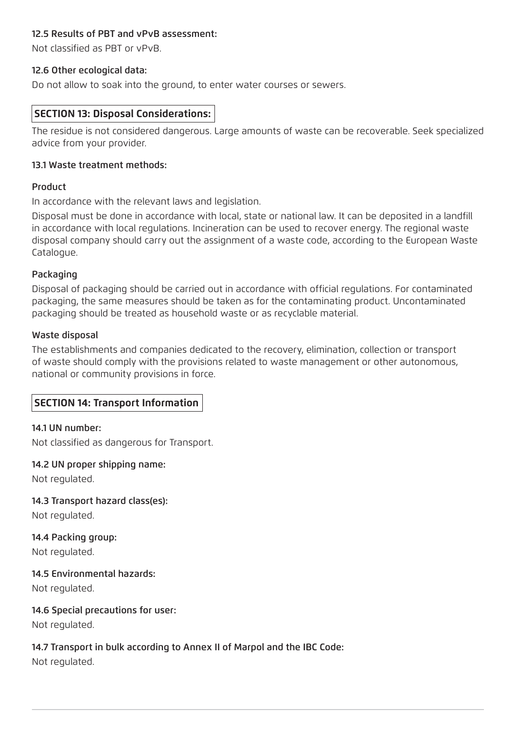### 12.5 Results of PBT and vPvB assessment:

Not classified as PBT or vPvB.

### 12.6 Other ecological data:

Do not allow to soak into the ground, to enter water courses or sewers.

## SECTION 13: Disposal Considerations:

The residue is not considered dangerous. Large amounts of waste can be recoverable. Seek specialized advice from your provider.

### 13.1 Waste treatment methods:

#### Product

In accordance with the relevant laws and legislation.

Disposal must be done in accordance with local, state or national law. It can be deposited in a landfill in accordance with local regulations. Incineration can be used to recover energy. The regional waste disposal company should carry out the assignment of a waste code, according to the European Waste Catalogue.

#### Packaging

Disposal of packaging should be carried out in accordance with official regulations. For contaminated packaging, the same measures should be taken as for the contaminating product. Uncontaminated packaging should be treated as household waste or as recyclable material.

#### Waste disposal

The establishments and companies dedicated to the recovery, elimination, collection or transport of waste should comply with the provisions related to waste management or other autonomous, national or community provisions in force.

## SECTION 14: Transport Information

### 14.1 UN number:

Not classified as dangerous for Transport.

### 14.2 UN proper shipping name:

Not regulated.

### 14.3 Transport hazard class(es):

Not regulated.

### 14.4 Packing group:

Not regulated.

### 14.5 Environmental hazards:

Not regulated.

### 14.6 Special precautions for user:

Not regulated.

### 14.7 Transport in bulk according to Annex II of Marpol and the IBC Code:

Not regulated.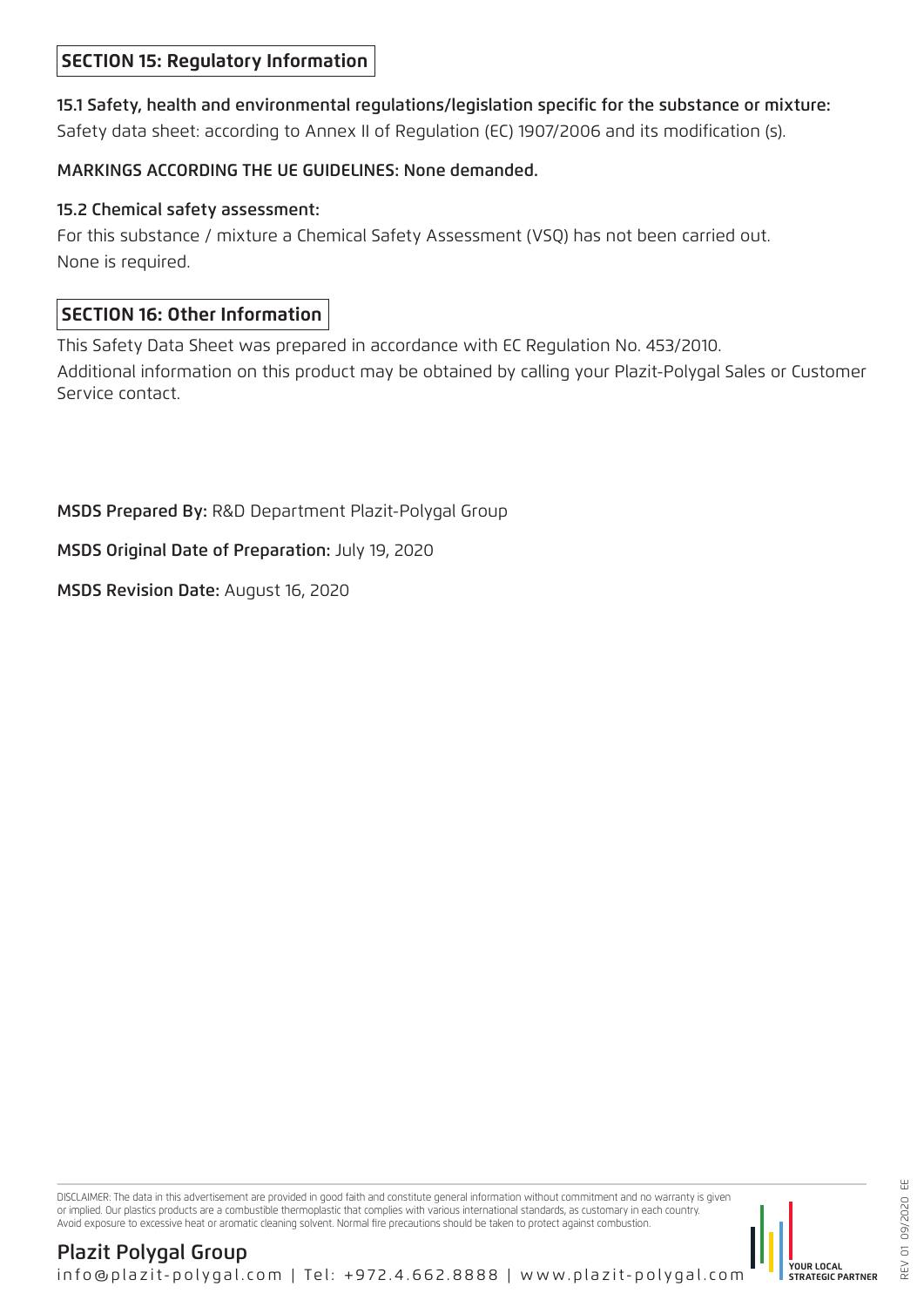## SECTION 15: Regulatory Information

**15.1 Safety, health and environmental regulations/legislation specific for the substance or mixture:**
Safety data sheet: according to Annex II of Regulation (EC) 1907/2006 and its modification (s).

**MARKINGS ACCORDING THE UE GUIDELINES: None demanded.**

**15.2 Chemical safety assessment:**
For this substance / mixture a Chemical Safety Assessment (VSQ) has not been carried out.
None is required.

## SECTION 16: Other Information

This Safety Data Sheet was prepared in accordance with EC Regulation No. 453/2010.
Additional information on this product may be obtained by calling your Plazit-Polygal Sales or Customer Service contact.

**MSDS Prepared By:** R&D Department Plazit-Polygal Group

**MSDS Original Date of Preparation:** July 19, 2020

**MSDS Revision Date:** August 16, 2020

DISCLAIMER: The data in this advertisement are provided in good faith and constitute general information without commitment and no warranty is given or implied. Our plastics products are a combustible thermoplastic that complies with various international standards, as customary in each country. Avoid exposure to excessive heat or aromatic cleaning solvent. Normal fire precautions should be taken to protect against combustion.

**Plazit Polygal Group**
info@plazit-polygal.com | Tel: +972.4.662.8888 | www.plazit-polygal.com

YOUR LOCAL STRATEGIC PARTNER

REV 01 09/2020 EE